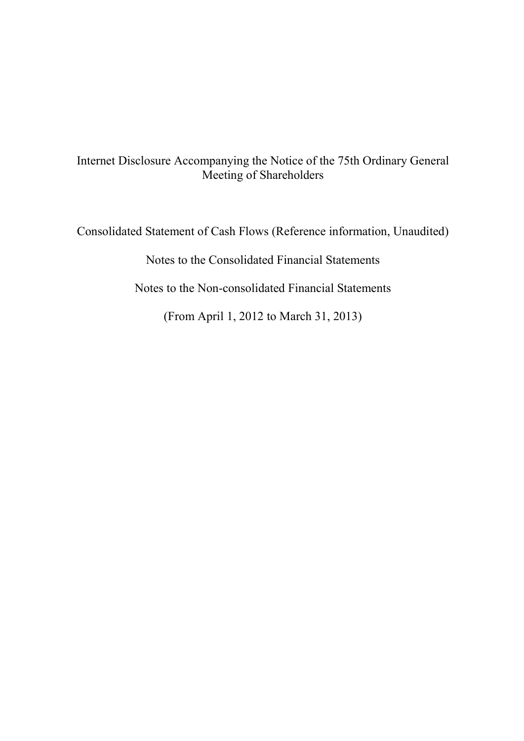# Internet Disclosure Accompanying the Notice of the 75th Ordinary General Meeting of Shareholders

Consolidated Statement of Cash Flows (Reference information, Unaudited)

Notes to the Consolidated Financial Statements

Notes to the Non-consolidated Financial Statements

(From April 1, 2012 to March 31, 2013)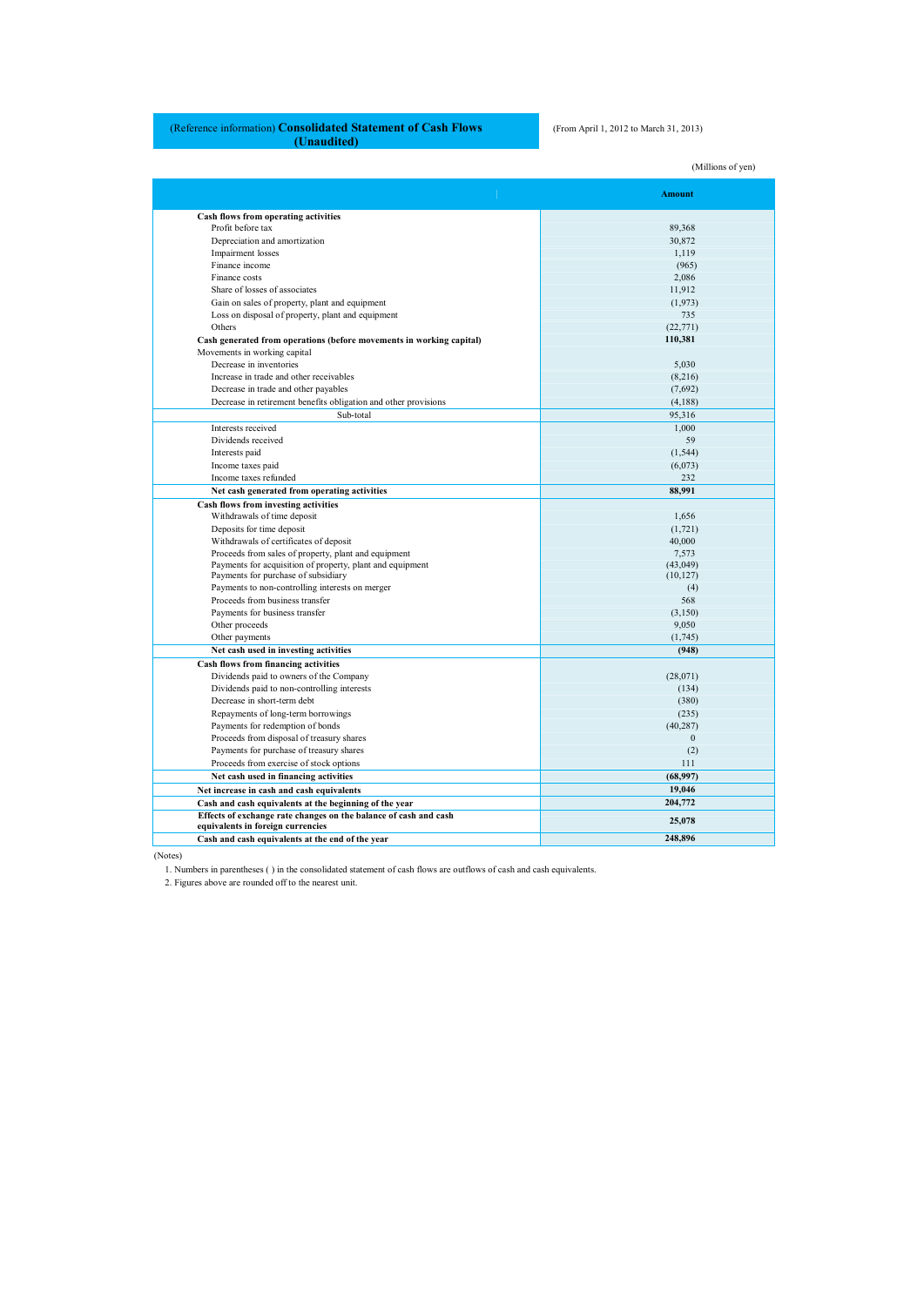## (Reference information) Consolidated Statement of Cash Flows (Unaudited)

(From April 1, 2012 to March 31, 2013)

(Millions of yen)

| | Amount |
|---|---|
| **Cash flows from operating activities** | |
| Profit before tax | 89,368 |
| Depreciation and amortization | 30,872 |
| Impairment losses | 1,119 |
| Finance income | (965) |
| Finance costs | 2,086 |
| Share of losses of associates | 11,912 |
| Gain on sales of property, plant and equipment | (1,973) |
| Loss on disposal of property, plant and equipment | 735 |
| Others | (22,771) |
| **Cash generated from operations (before movements in working capital)** | **110,381** |
| Movements in working capital | |
| Decrease in inventories | 5,030 |
| Increase in trade and other receivables | (8,216) |
| Decrease in trade and other payables | (7,692) |
| Decrease in retirement benefits obligation and other provisions | (4,188) |
| Sub-total | 95,316 |
| Interests received | 1,000 |
| Dividends received | 59 |
| Interests paid | (1,544) |
| Income taxes paid | (6,073) |
| Income taxes refunded | 232 |
| **Net cash generated from operating activities** | **88,991** |
| **Cash flows from investing activities** | |
| Withdrawals of time deposit | 1,656 |
| Deposits for time deposit | (1,721) |
| Withdrawals of certificates of deposit | 40,000 |
| Proceeds from sales of property, plant and equipment | 7,573 |
| Payments for acquisition of property, plant and equipment | (43,049) |
| Payments for purchase of subsidiary | (10,127) |
| Payments to non-controlling interests on merger | (4) |
| Proceeds from business transfer | 568 |
| Payments for business transfer | (3,150) |
| Other proceeds | 9,050 |
| Other payments | (1,745) |
| **Net cash used in investing activities** | **(948)** |
| **Cash flows from financing activities** | |
| Dividends paid to owners of the Company | (28,071) |
| Dividends paid to non-controlling interests | (134) |
| Decrease in short-term debt | (380) |
| Repayments of long-term borrowings | (235) |
| Payments for redemption of bonds | (40,287) |
| Proceeds from disposal of treasury shares | 0 |
| Payments for purchase of treasury shares | (2) |
| Proceeds from exercise of stock options | 111 |
| **Net cash used in financing activities** | **(68,997)** |
| **Net increase in cash and cash equivalents** | **19,046** |
| **Cash and cash equivalents at the beginning of the year** | **204,772** |
| **Effects of exchange rate changes on the balance of cash and cash equivalents in foreign currencies** | **25,078** |
| **Cash and cash equivalents at the end of the year** | **248,896** |

(Notes)

1. Numbers in parentheses ( ) in the consolidated statement of cash flows are outflows of cash and cash equivalents.
2. Figures above are rounded off to the nearest unit.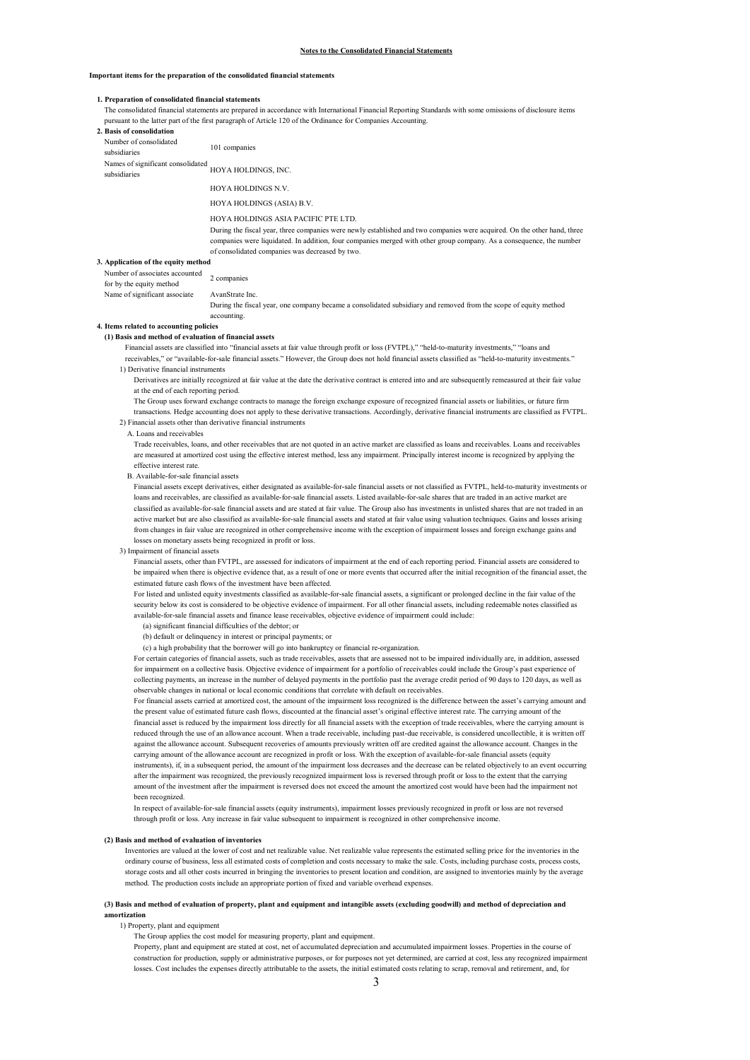## Notes to the Consolidated Financial Statements

**Important items for the preparation of the consolidated financial statements**

**1. Preparation of consolidated financial statements**

The consolidated financial statements are prepared in accordance with International Financial Reporting Standards with some omissions of disclosure items pursuant to the latter part of the first paragraph of Article 120 of the Ordinance for Companies Accounting.

**2. Basis of consolidation**

| | |
|---|---|
| Number of consolidated subsidiaries | 101 companies |
| Names of significant consolidated subsidiaries | HOYA HOLDINGS, INC. |
| | HOYA HOLDINGS N.V. |
| | HOYA HOLDINGS (ASIA) B.V. |
| | HOYA HOLDINGS ASIA PACIFIC PTE LTD. |

During the fiscal year, three companies were newly established and two companies were acquired. On the other hand, three companies were liquidated. In addition, four companies merged with other group company. As a consequence, the number of consolidated companies was decreased by two.

**3. Application of the equity method**

| | |
|---|---|
| Number of associates accounted for by the equity method | 2 companies |
| Name of significant associate | AvanStrate Inc. |

During the fiscal year, one company became a consolidated subsidiary and removed from the scope of equity method accounting.

**4. Items related to accounting policies**

**(1) Basis and method of evaluation of financial assets**

Financial assets are classified into "financial assets at fair value through profit or loss (FVTPL)," "held-to-maturity investments," "loans and receivables," or "available-for-sale financial assets." However, the Group does not hold financial assets classified as "held-to-maturity investments."

1) Derivative financial instruments

Derivatives are initially recognized at fair value at the date the derivative contract is entered into and are subsequently remeasured at their fair value at the end of each reporting period.

The Group uses forward exchange contracts to manage the foreign exchange exposure of recognized financial assets or liabilities, or future firm transactions. Hedge accounting does not apply to these derivative transactions. Accordingly, derivative financial instruments are classified as FVTPL.

2) Financial assets other than derivative financial instruments

A. Loans and receivables

Trade receivables, loans, and other receivables that are not quoted in an active market are classified as loans and receivables. Loans and receivables are measured at amortized cost using the effective interest method, less any impairment. Principally interest income is recognized by applying the effective interest rate.

B. Available-for-sale financial assets

Financial assets except derivatives, either designated as available-for-sale financial assets or not classified as FVTPL, held-to-maturity investments or loans and receivables, are classified as available-for-sale financial assets. Listed available-for-sale shares that are traded in an active market are classified as available-for-sale financial assets and are stated at fair value. The Group also has investments in unlisted shares that are not traded in an active market but are also classified as available-for-sale financial assets and stated at fair value using valuation techniques. Gains and losses arising from changes in fair value are recognized in other comprehensive income with the exception of impairment losses and foreign exchange gains and losses on monetary assets being recognized in profit or loss.

3) Impairment of financial assets

Financial assets, other than FVTPL, are assessed for indicators of impairment at the end of each reporting period. Financial assets are considered to be impaired when there is objective evidence that, as a result of one or more events that occurred after the initial recognition of the financial asset, the estimated future cash flows of the investment have been affected.

For listed and unlisted equity investments classified as available-for-sale financial assets, a significant or prolonged decline in the fair value of the security below its cost is considered to be objective evidence of impairment. For all other financial assets, including redeemable notes classified as available-for-sale financial assets and finance lease receivables, objective evidence of impairment could include:

(a) significant financial difficulties of the debtor; or

(b) default or delinquency in interest or principal payments; or

(c) a high probability that the borrower will go into bankruptcy or financial re-organization.

For certain categories of financial assets, such as trade receivables, assets that are assessed not to be impaired individually are, in addition, assessed for impairment on a collective basis. Objective evidence of impairment for a portfolio of receivables could include the Group's past experience of collecting payments, an increase in the number of delayed payments in the portfolio past the average credit period of 90 days to 120 days, as well as observable changes in national or local economic conditions that correlate with default on receivables.

For financial assets carried at amortized cost, the amount of the impairment loss recognized is the difference between the asset's carrying amount and the present value of estimated future cash flows, discounted at the financial asset's original effective interest rate. The carrying amount of the financial asset is reduced by the impairment loss directly for all financial assets with the exception of trade receivables, where the carrying amount is reduced through the use of an allowance account. When a trade receivable, including past-due receivable, is considered uncollectible, it is written off against the allowance account. Subsequent recoveries of amounts previously written off are credited against the allowance account. Changes in the carrying amount of the allowance account are recognized in profit or loss. With the exception of available-for-sale financial assets (equity instruments), if, in a subsequent period, the amount of the impairment loss decreases and the decrease can be related objectively to an event occurring after the impairment was recognized, the previously recognized impairment loss is reversed through profit or loss to the extent that the carrying amount of the investment after the impairment is reversed does not exceed the amount the amortized cost would have been had the impairment not been recognized.

In respect of available-for-sale financial assets (equity instruments), impairment losses previously recognized in profit or loss are not reversed through profit or loss. Any increase in fair value subsequent to impairment is recognized in other comprehensive income.

**(2) Basis and method of evaluation of inventories**

Inventories are valued at the lower of cost and net realizable value. Net realizable value represents the estimated selling price for the inventories in the ordinary course of business, less all estimated costs of completion and costs necessary to make the sale. Costs, including purchase costs, process costs, storage costs and all other costs incurred in bringing the inventories to present location and condition, are assigned to inventories mainly by the average method. The production costs include an appropriate portion of fixed and variable overhead expenses.

**(3) Basis and method of evaluation of property, plant and equipment and intangible assets (excluding goodwill) and method of depreciation and amortization**

1) Property, plant and equipment

The Group applies the cost model for measuring property, plant and equipment.

Property, plant and equipment are stated at cost, net of accumulated depreciation and accumulated impairment losses. Properties in the course of construction for production, supply or administrative purposes, or for purposes not yet determined, are carried at cost, less any recognized impairment losses. Cost includes the expenses directly attributable to the assets, the initial estimated costs relating to scrap, removal and retirement, and, for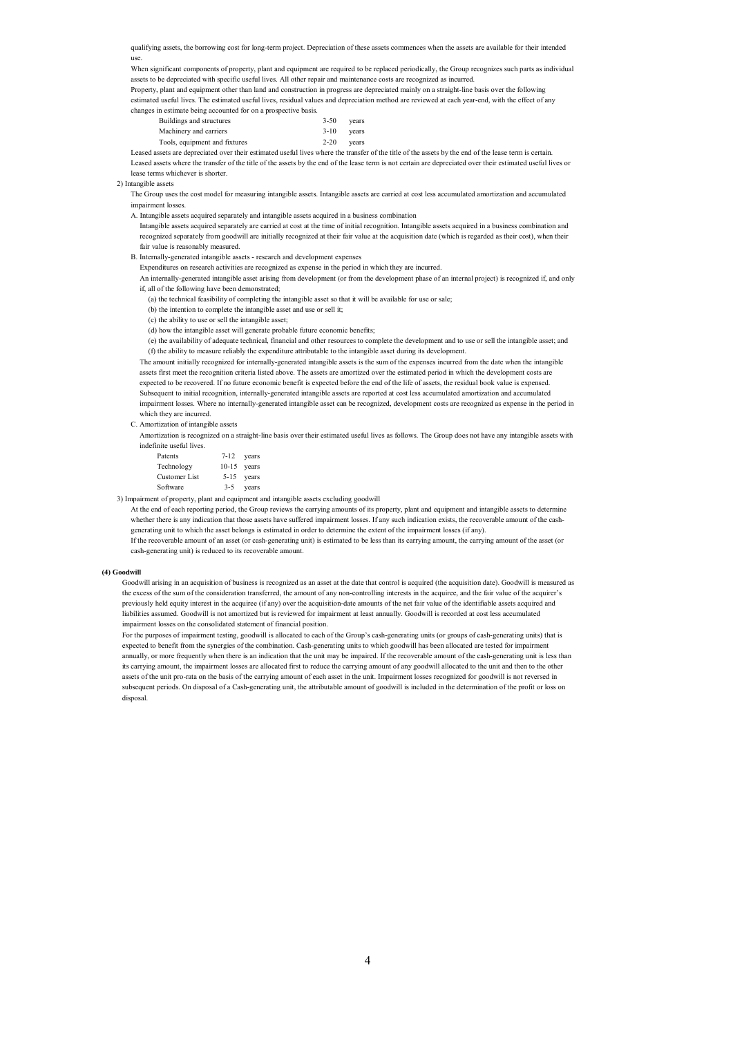qualifying assets, the borrowing cost for long-term project. Depreciation of these assets commences when the assets are available for their intended use.

When significant components of property, plant and equipment are required to be replaced periodically, the Group recognizes such parts as individual assets to be depreciated with specific useful lives. All other repair and maintenance costs are recognized as incurred.

Property, plant and equipment other than land and construction in progress are depreciated mainly on a straight-line basis over the following estimated useful lives. The estimated useful lives, residual values and depreciation method are reviewed at each year-end, with the effect of any changes in estimate being accounted for on a prospective basis.

| | | |
|---|---|---|
| Buildings and structures | 3-50 | years |
| Machinery and carriers | 3-10 | years |
| Tools, equipment and fixtures | 2-20 | years |

Leased assets are depreciated over their estimated useful lives where the transfer of the title of the assets by the end of the lease term is certain. Leased assets where the transfer of the title of the assets by the end of the lease term is not certain are depreciated over their estimated useful lives or lease terms whichever is shorter.

2) Intangible assets

The Group uses the cost model for measuring intangible assets. Intangible assets are carried at cost less accumulated amortization and accumulated impairment losses.

A. Intangible assets acquired separately and intangible assets acquired in a business combination

Intangible assets acquired separately are carried at cost at the time of initial recognition. Intangible assets acquired in a business combination and recognized separately from goodwill are initially recognized at their fair value at the acquisition date (which is regarded as their cost), when their fair value is reasonably measured.

B. Internally-generated intangible assets - research and development expenses

Expenditures on research activities are recognized as expense in the period in which they are incurred.

An internally-generated intangible asset arising from development (or from the development phase of an internal project) is recognized if, and only if, all of the following have been demonstrated;

(a) the technical feasibility of completing the intangible asset so that it will be available for use or sale;

(b) the intention to complete the intangible asset and use or sell it;

(c) the ability to use or sell the intangible asset;

(d) how the intangible asset will generate probable future economic benefits;

(e) the availability of adequate technical, financial and other resources to complete the development and to use or sell the intangible asset; and

(f) the ability to measure reliably the expenditure attributable to the intangible asset during its development.

The amount initially recognized for internally-generated intangible assets is the sum of the expenses incurred from the date when the intangible assets first meet the recognition criteria listed above. The assets are amortized over the estimated period in which the development costs are expected to be recovered. If no future economic benefit is expected before the end of the life of assets, the residual book value is expensed. Subsequent to initial recognition, internally-generated intangible assets are reported at cost less accumulated amortization and accumulated impairment losses. Where no internally-generated intangible asset can be recognized, development costs are recognized as expense in the period in which they are incurred.

C. Amortization of intangible assets

Amortization is recognized on a straight-line basis over their estimated useful lives as follows. The Group does not have any intangible assets with indefinite useful lives.

| | | |
|---|---|---|
| Patents | 7-12 | years |
| Technology | 10-15 | years |
| Customer List | 5-15 | years |
| Software | 3-5 | years |

3) Impairment of property, plant and equipment and intangible assets excluding goodwill

At the end of each reporting period, the Group reviews the carrying amounts of its property, plant and equipment and intangible assets to determine whether there is any indication that those assets have suffered impairment losses. If any such indication exists, the recoverable amount of the cash-generating unit to which the asset belongs is estimated in order to determine the extent of the impairment losses (if any).

If the recoverable amount of an asset (or cash-generating unit) is estimated to be less than its carrying amount, the carrying amount of the asset (or cash-generating unit) is reduced to its recoverable amount.

**(4) Goodwill**

Goodwill arising in an acquisition of business is recognized as an asset at the date that control is acquired (the acquisition date). Goodwill is measured as the excess of the sum of the consideration transferred, the amount of any non-controlling interests in the acquiree, and the fair value of the acquirer's previously held equity interest in the acquiree (if any) over the acquisition-date amounts of the net fair value of the identifiable assets acquired and liabilities assumed. Goodwill is not amortized but is reviewed for impairment at least annually. Goodwill is recorded at cost less accumulated impairment losses on the consolidated statement of financial position.

For the purposes of impairment testing, goodwill is allocated to each of the Group's cash-generating units (or groups of cash-generating units) that is expected to benefit from the synergies of the combination. Cash-generating units to which goodwill has been allocated are tested for impairment annually, or more frequently when there is an indication that the unit may be impaired. If the recoverable amount of the cash-generating unit is less than its carrying amount, the impairment losses are allocated first to reduce the carrying amount of any goodwill allocated to the unit and then to the other assets of the unit pro-rata on the basis of the carrying amount of each asset in the unit. Impairment losses recognized for goodwill is not reversed in subsequent periods. On disposal of a Cash-generating unit, the attributable amount of goodwill is included in the determination of the profit or loss on disposal.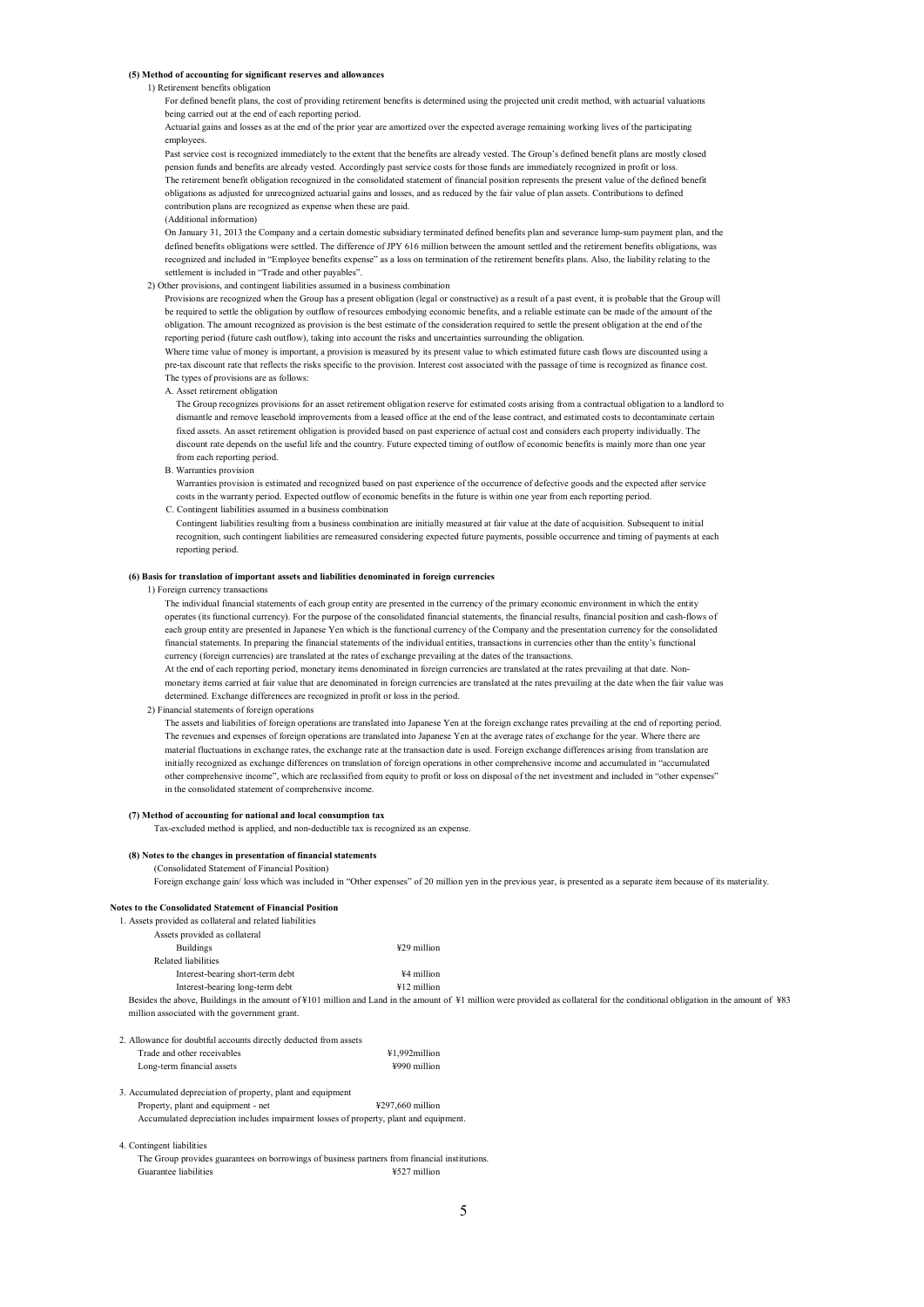#### (5) Method of accounting for significant reserves and allowances

1) Retirement benefits obligation

For defined benefit plans, the cost of providing retirement benefits is determined using the projected unit credit method, with actuarial valuations being carried out at the end of each reporting period.

Actuarial gains and losses as at the end of the prior year are amortized over the expected average remaining working lives of the participating employees.

Past service cost is recognized immediately to the extent that the benefits are already vested. The Group's defined benefit plans are mostly closed pension funds and benefits are already vested. Accordingly past service costs for those funds are immediately recognized in profit or loss.

The retirement benefit obligation recognized in the consolidated statement of financial position represents the present value of the defined benefit obligations as adjusted for unrecognized actuarial gains and losses, and as reduced by the fair value of plan assets. Contributions to defined contribution plans are recognized as expense when these are paid.

(Additional information)

On January 31, 2013 the Company and a certain domestic subsidiary terminated defined benefits plan and severance lump-sum payment plan, and the defined benefits obligations were settled. The difference of JPY 616 million between the amount settled and the retirement benefits obligations, was recognized and included in "Employee benefits expense" as a loss on termination of the retirement benefits plans. Also, the liability relating to the settlement is included in "Trade and other payables".

2) Other provisions, and contingent liabilities assumed in a business combination

Provisions are recognized when the Group has a present obligation (legal or constructive) as a result of a past event, it is probable that the Group will be required to settle the obligation by outflow of resources embodying economic benefits, and a reliable estimate can be made of the amount of the obligation. The amount recognized as provision is the best estimate of the consideration required to settle the present obligation at the end of the reporting period (future cash outflow), taking into account the risks and uncertainties surrounding the obligation.

Where time value of money is important, a provision is measured by its present value to which estimated future cash flows are discounted using a pre-tax discount rate that reflects the risks specific to the provision. Interest cost associated with the passage of time is recognized as finance cost.

The types of provisions are as follows:

A. Asset retirement obligation

The Group recognizes provisions for an asset retirement obligation reserve for estimated costs arising from a contractual obligation to a landlord to dismantle and remove leasehold improvements from a leased office at the end of the lease contract, and estimated costs to decontaminate certain fixed assets. An asset retirement obligation is provided based on past experience of actual cost and considers each property individually. The discount rate depends on the useful life and the country. Future expected timing of outflow of economic benefits is mainly more than one year from each reporting period.

B. Warranties provision

Warranties provision is estimated and recognized based on past experience of the occurrence of defective goods and the expected after service costs in the warranty period. Expected outflow of economic benefits in the future is within one year from each reporting period.

C. Contingent liabilities assumed in a business combination

Contingent liabilities resulting from a business combination are initially measured at fair value at the date of acquisition. Subsequent to initial recognition, such contingent liabilities are remeasured considering expected future payments, possible occurrence and timing of payments at each reporting period.

#### (6) Basis for translation of important assets and liabilities denominated in foreign currencies

1) Foreign currency transactions

The individual financial statements of each group entity are presented in the currency of the primary economic environment in which the entity operates (its functional currency). For the purpose of the consolidated financial statements, the financial results, financial position and cash-flows of each group entity are presented in Japanese Yen which is the functional currency of the Company and the presentation currency for the consolidated financial statements. In preparing the financial statements of the individual entities, transactions in currencies other than the entity's functional currency (foreign currencies) are translated at the rates of exchange prevailing at the dates of the transactions.

At the end of each reporting period, monetary items denominated in foreign currencies are translated at the rates prevailing at that date. Non-monetary items carried at fair value that are denominated in foreign currencies are translated at the rates prevailing at the date when the fair value was determined. Exchange differences are recognized in profit or loss in the period.

2) Financial statements of foreign operations

The assets and liabilities of foreign operations are translated into Japanese Yen at the foreign exchange rates prevailing at the end of reporting period. The revenues and expenses of foreign operations are translated into Japanese Yen at the average rates of exchange for the year. Where there are material fluctuations in exchange rates, the exchange rate at the transaction date is used. Foreign exchange differences arising from translation are initially recognized as exchange differences on translation of foreign operations in other comprehensive income and accumulated in "accumulated other comprehensive income", which are reclassified from equity to profit or loss on disposal of the net investment and included in "other expenses" in the consolidated statement of comprehensive income.

#### (7) Method of accounting for national and local consumption tax

Tax-excluded method is applied, and non-deductible tax is recognized as an expense.

#### (8) Notes to the changes in presentation of financial statements

(Consolidated Statement of Financial Position)

Foreign exchange gain/ loss which was included in "Other expenses" of 20 million yen in the previous year, is presented as a separate item because of its materiality.

### Notes to the Consolidated Statement of Financial Position

1. Assets provided as collateral and related liabilities

| Assets provided as collateral | |
|---|---|
| Buildings | ¥29 million |
| Related liabilities | |
| Interest-bearing short-term debt | ¥4 million |
| Interest-bearing long-term debt | ¥12 million |

Besides the above, Buildings in the amount of ¥101 million and Land in the amount of ¥1 million were provided as collateral for the conditional obligation in the amount of ¥83 million associated with the government grant.

2. Allowance for doubtful accounts directly deducted from assets

| | |
|---|---|
| Trade and other receivables | ¥1,992million |
| Long-term financial assets | ¥990 million |

3. Accumulated depreciation of property, plant and equipment

| | |
|---|---|
| Property, plant and equipment - net | ¥297,660 million |

Accumulated depreciation includes impairment losses of property, plant and equipment.

4. Contingent liabilities

The Group provides guarantees on borrowings of business partners from financial institutions.

| | |
|---|---|
| Guarantee liabilities | ¥527 million |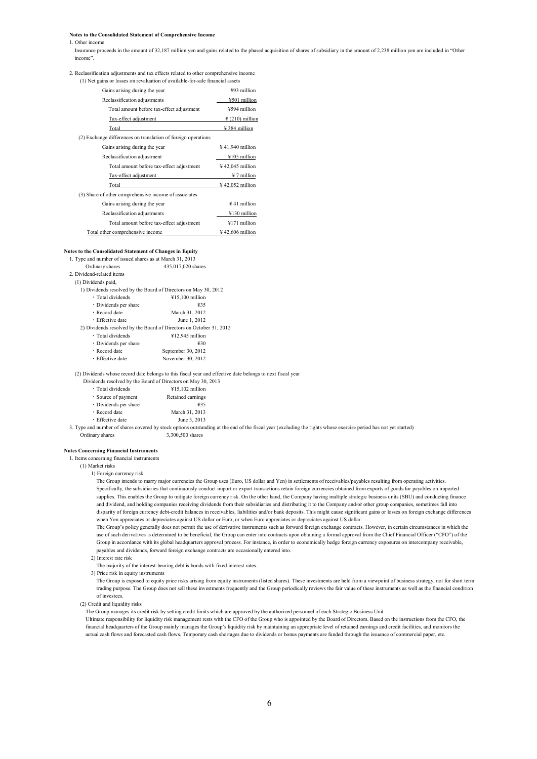**Notes to the Consolidated Statement of Comprehensive Income**

1. Other income

Insurance proceeds in the amount of 32,187 million yen and gains related to the phased acquisition of shares of subsidiary in the amount of 2,238 million yen are included in "Other income".

2. Reclassification adjustments and tax effects related to other comprehensive income

(1) Net gains or losses on revaluation of available-for-sale financial assets

| | |
|---|---|
| Gains arising during the year | ¥93 million |
| Reclassification adjustments | ¥501 million |
| Total amount before tax-effect adjustment | ¥594 million |
| Tax-effect adjustment | ¥ (210) million |
| Total | ¥ 384 million |

(2) Exchange differences on translation of foreign operations

| | |
|---|---|
| Gains arising during the year | ¥ 41,940 million |
| Reclassification adjustment | ¥105 million |
| Total amount before tax-effect adjustment | ¥ 42,045 million |
| Tax-effect adjustment | ¥ 7 million |
| Total | ¥ 42,052 million |

(3) Share of other comprehensive income of associates

| | |
|---|---|
| Gains arising during the year | ¥ 41 million |
| Reclassification adjustments | ¥130 million |
| Total amount before tax-effect adjustment | ¥171 million |
| Total other comprehensive income | ¥ 42,606 million |

**Notes to the Consolidated Statement of Changes in Equity**

1. Type and number of issued shares as at March 31, 2013

Ordinary shares 435,017,020 shares

2. Dividend-related items

(1) Dividends paid,

1) Dividends resolved by the Board of Directors on May 30, 2012

- Total dividends ¥15,100 million
- Dividends per share ¥35
- Record date March 31, 2012
- Effective date June 1, 2012

2) Dividends resolved by the Board of Directors on October 31, 2012

- Total dividends ¥12,945 million
- Dividends per share ¥30
- Record date September 30, 2012
- Effective date November 30, 2012

(2) Dividends whose record date belongs to this fiscal year and effective date belongs to next fiscal year

Dividends resolved by the Board of Directors on May 30, 2013

- Total dividends ¥15,102 million
- Source of payment Retained earnings
- Dividends per share ¥35
- Record date March 31, 2013
- Effective date June 3, 2013

3. Type and number of shares covered by stock options outstanding at the end of the fiscal year (excluding the rights whose exercise period has not yet started)

Ordinary shares 3,300,500 shares

**Notes Concerning Financial Instruments**

1. Items concerning financial instruments

(1) Market risks

1) Foreign currency risk

The Group intends to marry major currencies the Group uses (Euro, US dollar and Yen) in settlements of receivables/payables resulting from operating activities. Specifically, the subsidiaries that continuously conduct import or export transactions retain foreign currencies obtained from exports of goods for payables on imported supplies. This enables the Group to mitigate foreign currency risk. On the other hand, the Company having multiple strategic business units (SBU) and conducting finance and dividend, and holding companies receiving dividends from their subsidiaries and distributing it to the Company and/or other group companies, sometimes fall into disparity of foreign currency debt-credit balances in receivables, liabilities and/or bank deposits. This might cause significant gains or losses on foreign exchange differences when Yen appreciates or depreciates against US dollar or Euro, or when Euro appreciates or depreciates against US dollar.

The Group's policy generally does not permit the use of derivative instruments such as forward foreign exchange contracts. However, in certain circumstances in which the use of such derivatives is determined to be beneficial, the Group can enter into contracts upon obtaining a formal approval from the Chief Financial Officer ("CFO") of the Group in accordance with its global headquarters approval process. For instance, in order to economically hedge foreign currency exposures on intercompany receivable, payables and dividends, forward foreign exchange contracts are occasionally entered into.

2) Interest rate risk

The majority of the interest-bearing debt is bonds with fixed interest rates.

3) Price risk in equity instruments

The Group is exposed to equity price risks arising from equity instruments (listed shares). These investments are held from a viewpoint of business strategy, not for short term trading purpose. The Group does not sell these investments frequently and the Group periodically reviews the fair value of these instruments as well as the financial condition of investees.

(2) Credit and liquidity risks

The Group manages its credit risk by setting credit limits which are approved by the authorized personnel of each Strategic Business Unit.

Ultimate responsibility for liquidity risk management rests with the CFO of the Group who is appointed by the Board of Directors. Based on the instructions from the CFO, the financial headquarters of the Group mainly manages the Group's liquidity risk by maintaining an appropriate level of retained earnings and credit facilities, and monitors the actual cash flows and forecasted cash flows. Temporary cash shortages due to dividends or bonus payments are funded through the issuance of commercial paper, etc.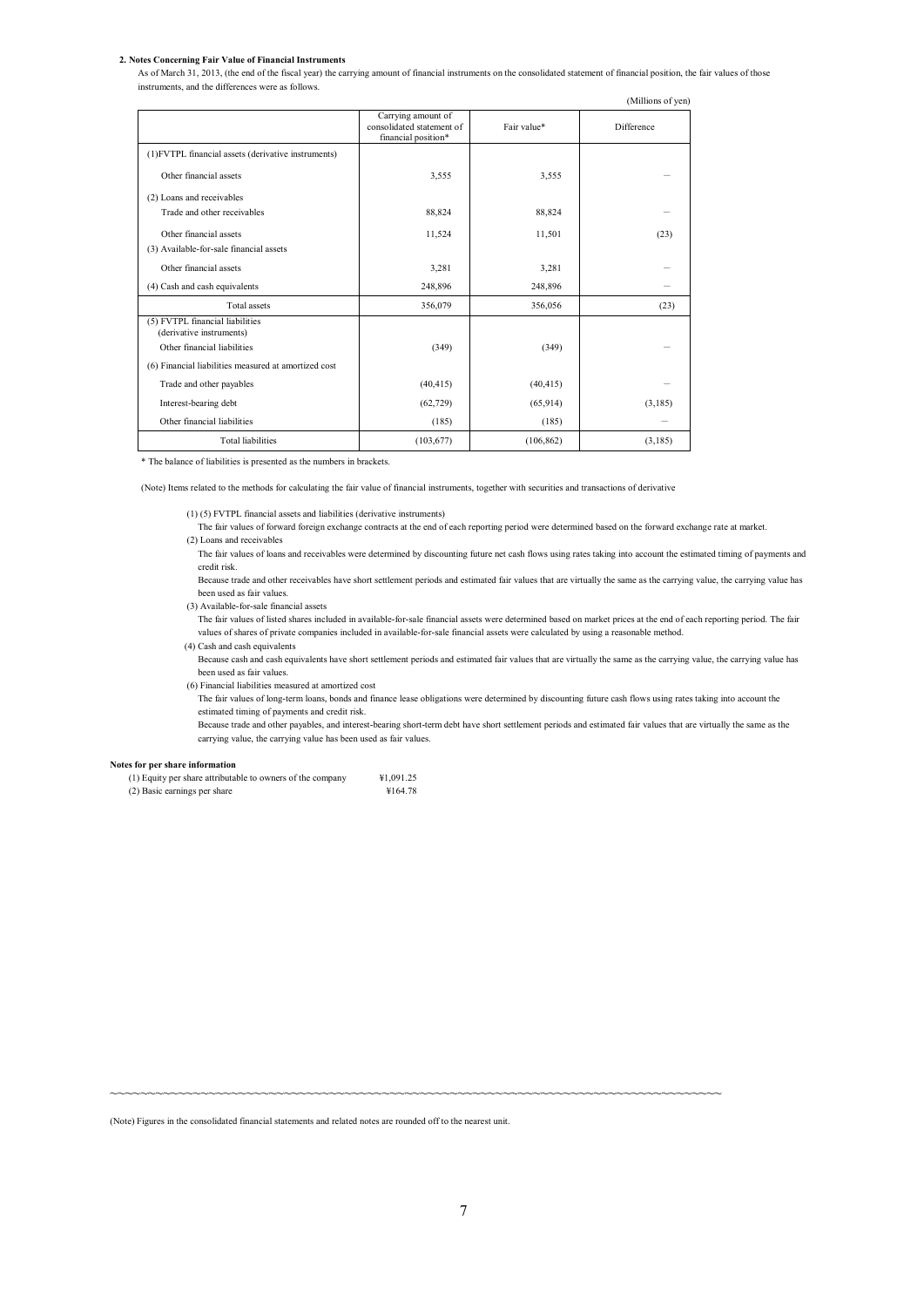## 2. Notes Concerning Fair Value of Financial Instruments

As of March 31, 2013, (the end of the fiscal year) the carrying amount of financial instruments on the consolidated statement of financial position, the fair values of those instruments, and the differences were as follows.

(Millions of yen)

| | Carrying amount of consolidated statement of financial position* | Fair value* | Difference |
|---|---|---|---|
| (1)FVTPL financial assets (derivative instruments) | | | |
| Other financial assets | 3,555 | 3,555 | – |
| (2) Loans and receivables | | | |
| Trade and other receivables | 88,824 | 88,824 | – |
| Other financial assets | 11,524 | 11,501 | (23) |
| (3) Available-for-sale financial assets | | | |
| Other financial assets | 3,281 | 3,281 | – |
| (4) Cash and cash equivalents | 248,896 | 248,896 | – |
| Total assets | 356,079 | 356,056 | (23) |
| (5) FVTPL financial liabilities (derivative instruments) | | | |
| Other financial liabilities | (349) | (349) | – |
| (6) Financial liabilities measured at amortized cost | | | |
| Trade and other payables | (40,415) | (40,415) | – |
| Interest-bearing debt | (62,729) | (65,914) | (3,185) |
| Other financial liabilities | (185) | (185) | – |
| Total liabilities | (103,677) | (106,862) | (3,185) |

\* The balance of liabilities is presented as the numbers in brackets.

(Note) Items related to the methods for calculating the fair value of financial instruments, together with securities and transactions of derivative

(1) (5) FVTPL financial assets and liabilities (derivative instruments)
The fair values of forward foreign exchange contracts at the end of each reporting period were determined based on the forward exchange rate at market.

(2) Loans and receivables
The fair values of loans and receivables were determined by discounting future net cash flows using rates taking into account the estimated timing of payments and credit risk.
Because trade and other receivables have short settlement periods and estimated fair values that are virtually the same as the carrying value, the carrying value has been used as fair values.

(3) Available-for-sale financial assets
The fair values of listed shares included in available-for-sale financial assets were determined based on market prices at the end of each reporting period. The fair values of shares of private companies included in available-for-sale financial assets were calculated by using a reasonable method.

(4) Cash and cash equivalents
Because cash and cash equivalents have short settlement periods and estimated fair values that are virtually the same as the carrying value, the carrying value has been used as fair values.

(6) Financial liabilities measured at amortized cost
The fair values of long-term loans, bonds and finance lease obligations were determined by discounting future cash flows using rates taking into account the estimated timing of payments and credit risk.
Because trade and other payables, and interest-bearing short-term debt have short settlement periods and estimated fair values that are virtually the same as the carrying value, the carrying value has been used as fair values.

**Notes for per share information**

(1) Equity per share attributable to owners of the company ¥1,091.25
(2) Basic earnings per share ¥164.78

(Note) Figures in the consolidated financial statements and related notes are rounded off to the nearest unit.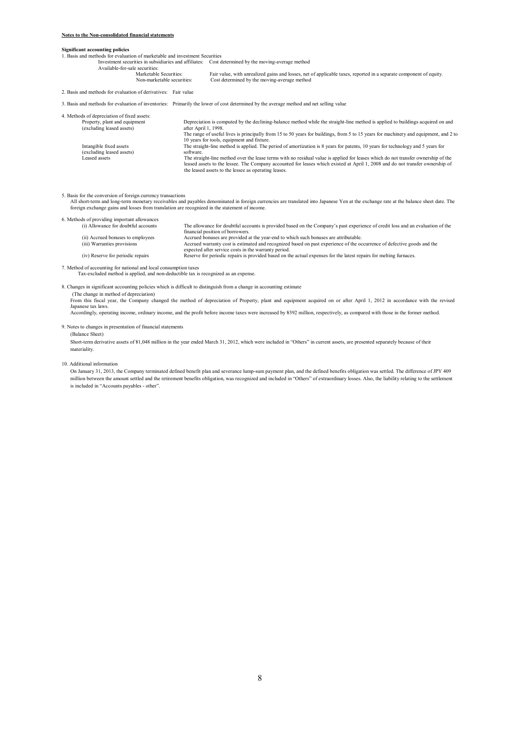**Notes to the Non-consolidated financial statements**

**Significant accounting policies**

1. Basis and methods for evaluation of marketable and investment Securities

Investment securities in subsidiaries and affiliates: Cost determined by the moving-average method

Available-for-sale securities:

| | |
|---|---|
| Marketable Securities: | Fair value, with unrealized gains and losses, net of applicable taxes, reported in a separate component of equity. |
| Non-marketable securities: | Cost determined by the moving-average method |

2. Basis and methods for evaluation of derivatives: Fair value

3. Basis and methods for evaluation of inventories: Primarily the lower of cost determined by the average method and net selling value

4. Methods of depreciation of fixed assets:

| | |
|---|---|
| Property, plant and equipment (excluding leased assets) | Depreciation is computed by the declining-balance method while the straight-line method is applied to buildings acquired on and after April 1, 1998. The range of useful lives is principally from 15 to 50 years for buildings, from 5 to 15 years for machinery and equipment, and 2 to 10 years for tools, equipment and fixture. |
| Intangible fixed assets (excluding leased assets) | The straight-line method is applied. The period of amortization is 8 years for patents, 10 years for technology and 5 years for software. |
| Leased assets | The straight-line method over the lease terms with no residual value is applied for leases which do not transfer ownership of the leased assets to the lessee. The Company accounted for leases which existed at April 1, 2008 and do not transfer ownership of the leased assets to the lessee as operating leases. |

5. Basis for the conversion of foreign currency transactions

All short-term and long-term monetary receivables and payables denominated in foreign currencies are translated into Japanese Yen at the exchange rate at the balance sheet date. The foreign exchange gains and losses from translation are recognized in the statement of income.

6. Methods of providing important allowances

| | |
|---|---|
| (i) Allowance for doubtful accounts | The allowance for doubtful accounts is provided based on the Company's past experience of credit loss and an evaluation of the financial position of borrowers. |
| (ii) Accrued bonuses to employees | Accrued bonuses are provided at the year-end to which such bonuses are attributable. |
| (iii) Warranties provisions | Accrued warranty cost is estimated and recognized based on past experience of the occurrence of defective goods and the expected after service costs in the warranty period. |
| (iv) Reserve for periodic repairs | Reserve for periodic repairs is provided based on the actual expenses for the latest repairs for melting furnaces. |

7. Method of accounting for national and local consumption taxes

Tax-excluded method is applied, and non-deductible tax is recognized as an expense.

8. Changes in significant accounting policies which is difficult to distinguish from a change in accounting estimate

(The change in method of depreciation)

From this fiscal year, the Company changed the method of depreciation of Property, plant and equipment acquired on or after April 1, 2012 in accordance with the revised Japanese tax laws.

Accordingly, operating income, ordinary income, and the profit before income taxes were increased by ¥392 million, respectively, as compared with those in the former method.

9. Notes to changes in presentation of financial statements

(Balance Sheet)

Short-term derivative assets of ¥1,048 million in the year ended March 31, 2012, which were included in "Others" in current assets, are presented separately because of their materiality.

10. Additional information

On January 31, 2013, the Company terminated defined benefit plan and severance lump-sum payment plan, and the defined benefits obligation was settled. The difference of JPY 409 million between the amount settled and the retirement benefits obligation, was recognized and included in "Others" of extraordinary losses. Also, the liability relating to the settlement is included in "Accounts payables - other".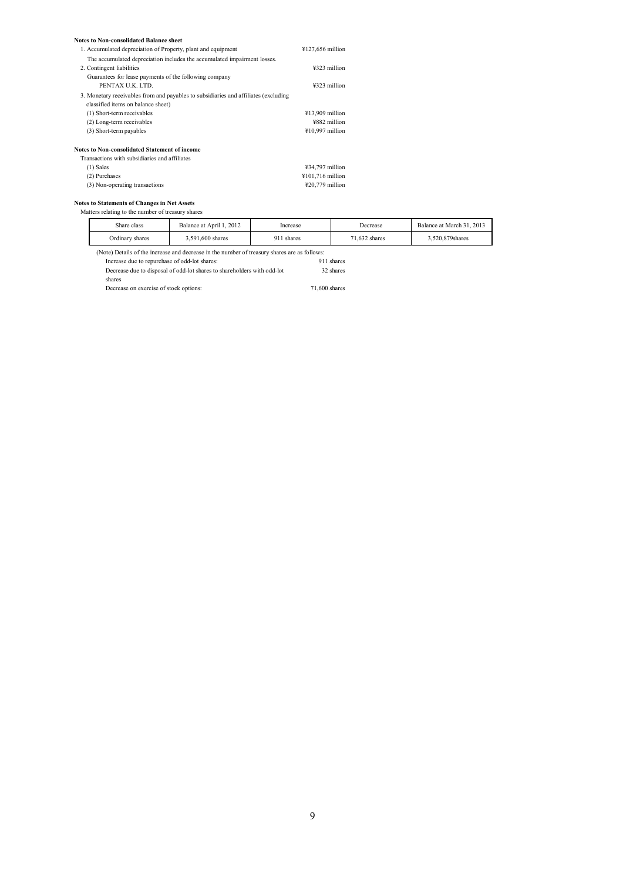**Notes to Non-consolidated Balance sheet**

1. Accumulated depreciation of Property, plant and equipment ¥127,656 million
   The accumulated depreciation includes the accumulated impairment losses.
2. Contingent liabilities ¥323 million
   Guarantees for lease payments of the following company
   PENTAX U.K. LTD. ¥323 million
3. Monetary receivables from and payables to subsidiaries and affiliates (excluding classified items on balance sheet)
   (1) Short-term receivables ¥13,909 million
   (2) Long-term receivables ¥882 million
   (3) Short-term payables ¥10,997 million

**Notes to Non-consolidated Statement of income**

Transactions with subsidiaries and affiliates
(1) Sales ¥34,797 million
(2) Purchases ¥101,716 million
(3) Non-operating transactions ¥20,779 million

**Notes to Statements of Changes in Net Assets**

Matters relating to the number of treasury shares

| Share class | Balance at April 1, 2012 | Increase | Decrease | Balance at March 31, 2013 |
|---|---|---|---|---|
| Ordinary shares | 3,591,600 shares | 911 shares | 71,632 shares | 3,520,879shares |

(Note) Details of the increase and decrease in the number of treasury shares are as follows:
Increase due to repurchase of odd-lot shares: 911 shares
Decrease due to disposal of odd-lot shares to shareholders with odd-lot shares 32 shares
Decrease on exercise of stock options: 71,600 shares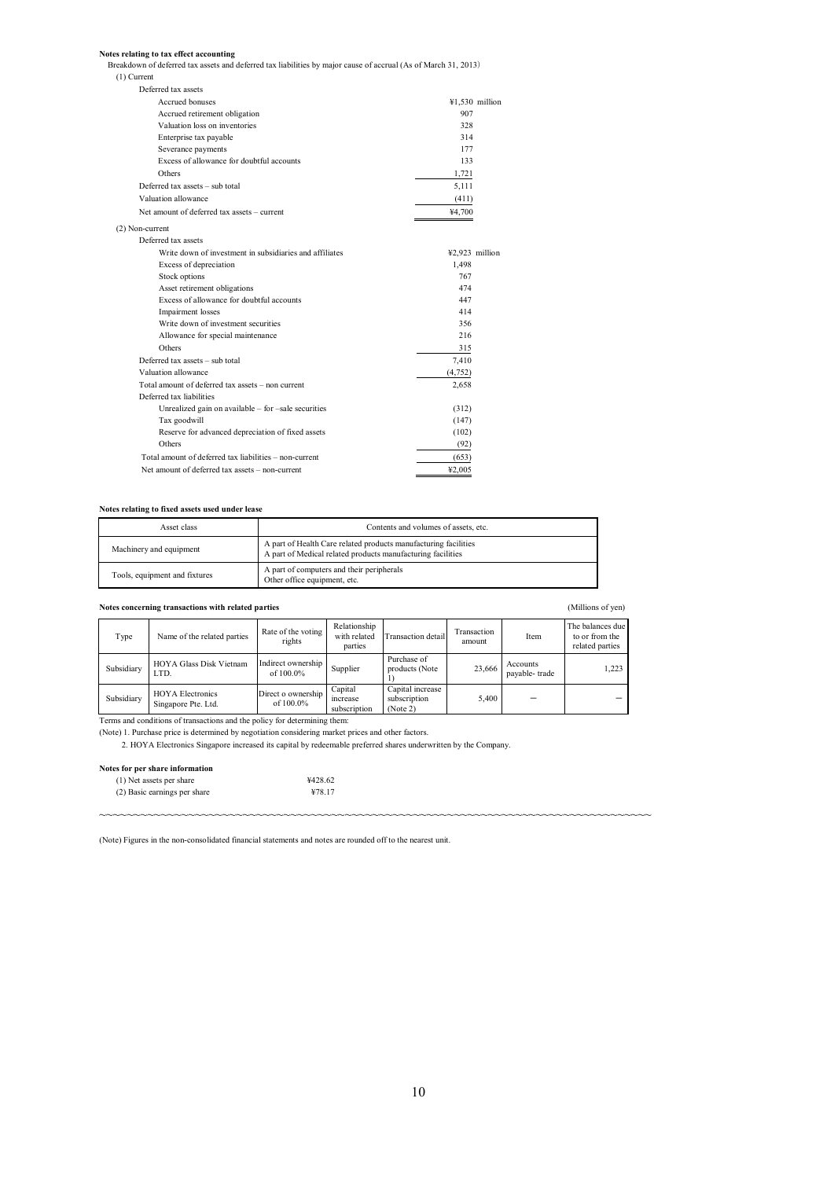**Notes relating to tax effect accounting**

Breakdown of deferred tax assets and deferred tax liabilities by major cause of accrual (As of March 31, 2013)

(1) Current

| | |
|---|---|
| Deferred tax assets | |
| Accrued bonuses | ¥1,530 million |
| Accrued retirement obligation | 907 |
| Valuation loss on inventories | 328 |
| Enterprise tax payable | 314 |
| Severance payments | 177 |
| Excess of allowance for doubtful accounts | 133 |
| Others | 1,721 |
| Deferred tax assets – sub total | 5,111 |
| Valuation allowance | (411) |
| Net amount of deferred tax assets – current | ¥4,700 |

(2) Non-current

| | |
|---|---|
| Deferred tax assets | |
| Write down of investment in subsidiaries and affiliates | ¥2,923 million |
| Excess of depreciation | 1,498 |
| Stock options | 767 |
| Asset retirement obligations | 474 |
| Excess of allowance for doubtful accounts | 447 |
| Impairment losses | 414 |
| Write down of investment securities | 356 |
| Allowance for special maintenance | 216 |
| Others | 315 |
| Deferred tax assets – sub total | 7,410 |
| Valuation allowance | (4,752) |
| Total amount of deferred tax assets – non current | 2,658 |
| Deferred tax liabilities | |
| Unrealized gain on available – for –sale securities | (312) |
| Tax goodwill | (147) |
| Reserve for advanced depreciation of fixed assets | (102) |
| Others | (92) |
| Total amount of deferred tax liabilities – non-current | (653) |
| Net amount of deferred tax assets – non-current | ¥2,005 |

**Notes relating to fixed assets used under lease**

| Asset class | Contents and volumes of assets, etc. |
|---|---|
| Machinery and equipment | A part of Health Care related products manufacturing facilities<br>A part of Medical related products manufacturing facilities |
| Tools, equipment and fixtures | A part of computers and their peripherals<br>Other office equipment, etc. |

**Notes concerning transactions with related parties**

(Millions of yen)

| Type | Name of the related parties | Rate of the voting rights | Relationship with related parties | Transaction detail | Transaction amount | Item | The balances due to or from the related parties |
|---|---|---|---|---|---|---|---|
| Subsidiary | HOYA Glass Disk Vietnam LTD. | Indirect ownership of 100.0% | Supplier | Purchase of products (Note 1) | 23,666 | Accounts payable- trade | 1,223 |
| Subsidiary | HOYA Electronics Singapore Pte. Ltd. | Direct o ownership of 100.0% | Capital increase subscription | Capital increase subscription (Note 2) | 5,400 | − | − |

Terms and conditions of transactions and the policy for determining them:

(Note) 1. Purchase price is determined by negotiation considering market prices and other factors.

2. HOYA Electronics Singapore increased its capital by redeemable preferred shares underwritten by the Company.

**Notes for per share information**

(1) Net assets per share ¥428.62

(2) Basic earnings per share ¥78.17

(Note) Figures in the non-consolidated financial statements and notes are rounded off to the nearest unit.